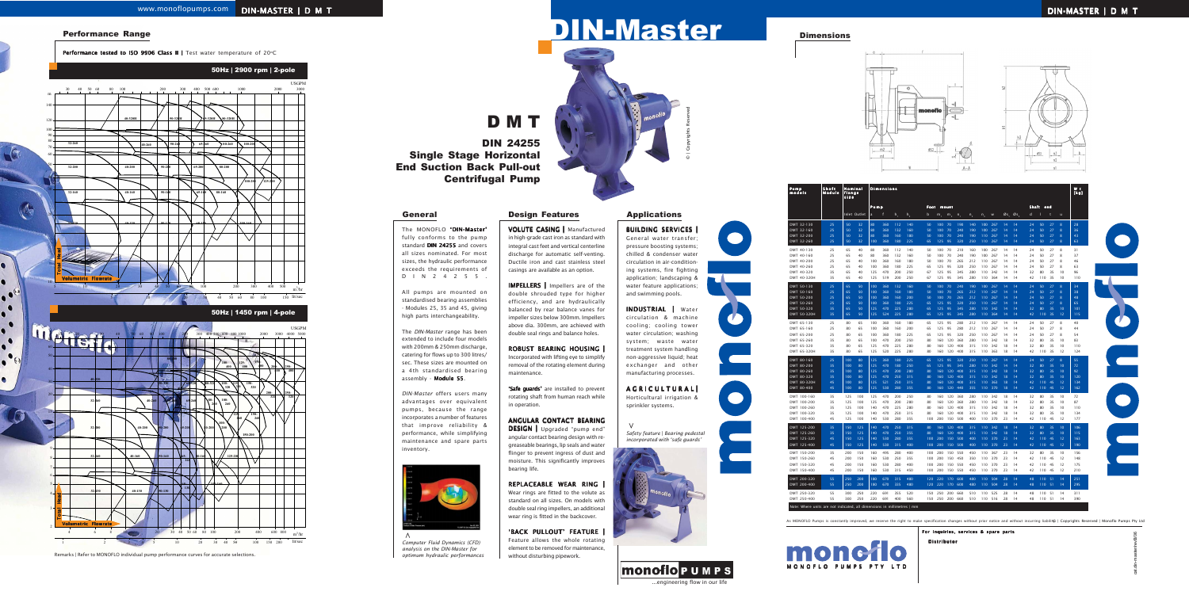# DIN-Master

## D M T

### DIN 24255 Single Stage Horizontal End Suction Back Pull-out Centrifugal Pump

## Performance Range

**Performance tested to ISO 9906 Class II |** Test water temperature of 20°C

50Hz | 2900 rpm | 2-pole

50Hz | 1450 rpm | 4-pole

Remarks | Refer to MONOFLO individual pump performance curves for accurate selections.

## General

The MONOFLO **'DIN-Master'** fully conforms to the pump standard **DIN 24255** and covers all sizes nominated. For most sizes, the hydraulic performance exceeds the requirements of DIN 24255.

All pumps are mounted on standardised bearing assemblies - Modules 25, 35 and 45, giving high parts interchangeability.

The *DIN-Master* range has been extended to include four models with 200mm & 250mm discharge, catering for flows up to 300 litres/sec. These sizes are mounted on a 4th standardised bearing assembly - **Module 55**.

*DIN-Master* offers users many advantages over equivalent pumps, because the range incorporates a number of features that improve reliability & performance, while simplifying maintenance and spare parts inventory.

*Computer Fluid Dynamics (CFD) analysis on the DIN-Master for optimum hydraulic performances*

## Design Features

**VOLUTE CASING |** Manufactured in high-grade cast iron as standard with integral cast feet and vertical centerline discharge for automatic self-venting. Ductile iron and cast stainless steel casings are available as an option.

**IMPELLERS |** Impellers are of the double shrouded type for higher efficiency, and are hydraulically balanced by rear balance vanes for impeller sizes below 300mm. Impellers above dia. 300mm, are achieved with double seal rings and balance holes.

**ROBUST BEARING HOUSING |** Incorporated with lifting eye to simplify removal of the rotating element during maintenance.

**'Safe guards'** are installed to prevent rotating shaft from human reach while in operation.

**ANGULAR CONTACT BEARING DESIGN |** Upgraded "pump end" angular contact bearing design with re-greaseable bearings, lip seals and water flinger to prevent ingress of dust and moisture. This significantly improves bearing life.

**REPLACEABLE WEAR RING |** Wear rings are fitted to the volute as standard on all sizes. On models with double seal ring impellers, an additional wear ring is fitted in the backcover.

**'BACK PULLOUT' FEATURE |** Feature allows the whole rotating element to be removed for maintenance, without disturbing pipework.

## Applications

**BUILDING SERVICES |** General water transfer; pressure boosting systems; chilled & condenser water circulation in air-conditioning systems, fire fighting application; landscaping & water feature applications; and swimming pools.

**INDUSTRIAL |** Water circulation & machine cooling; cooling tower water circulation; washing system; waste water treatment system handling non-aggressive liquid; heat exchanger and other manufacturing processes.

**AGRICULTURAL |** Horticultural irrigation & sprinkler systems.

*Safety feature | Bearing pedestal incorporated with 'safe guards'*

© | Copyrights Reserved

monoflo PUMPS ...engineering flow in our life

## Dimensions

| Pump models | Shaft Module | Nominal flange size | | Pump | | | | Foot mount | | | | | | | | | | Shaft end | | | | Wt (kg) |
|---|---|---|---|---|---|---|---|---|---|---|---|---|---|---|---|---|---|---|---|---|---|---|
| | | Inlet | Outlet | a | f | $h_1$ | $h_2$ | b | $m_1$ | $m_2$ | $n_1$ | $n_2$ | $n_3$ | w | $\varnothing s_1$ | $\varnothing s_2$ | | d | l | t | u | |
| DMT 32-130 | 25 | 50 | 32 | 80 | 360 | 112 | 140 | 50 | 100 | 70 | 190 | 140 | 190 | 267 | 14 | 14 | | 24 | 50 | 27 | 8 | 28 |
| DMT 32-160 | 25 | 50 | 32 | 80 | 360 | 132 | 160 | 50 | 100 | 70 | 240 | 190 | 190 | 267 | 14 | 14 | | 24 | 50 | 27 | 8 | 36 |
| DMT 32-200 | 25 | 50 | 32 | 80 | 360 | 160 | 180 | 50 | 100 | 70 | 240 | 190 | 110 | 267 | 14 | 14 | | 24 | 50 | 27 | 8 | 43 |
| DMT 32-260 | 25 | 50 | 32 | 100 | 360 | 180 | 225 | 65 | 125 | 95 | 320 | 250 | 110 | 267 | 14 | 14 | | 24 | 50 | 27 | 8 | 63 |
| DMT 40-130 | 25 | 65 | 40 | 80 | 360 | 112 | 140 | 50 | 100 | 70 | 210 | 160 | 100 | 267 | 14 | 14 | | 24 | 50 | 27 | 8 | 31 |
| DMT 40-160 | 25 | 65 | 40 | 80 | 360 | 132 | 160 | 50 | 100 | 70 | 240 | 190 | 100 | 267 | 14 | 14 | | 24 | 50 | 27 | 8 | 37 |
| DMT 40-200 | 25 | 65 | 40 | 100 | 360 | 160 | 180 | 50 | 100 | 70 | 265 | 212 | 110 | 267 | 14 | 14 | | 24 | 50 | 27 | 8 | 46 |
| DMT 40-260 | 25 | 65 | 40 | 100 | 360 | 180 | 225 | 65 | 125 | 95 | 320 | 250 | 110 | 267 | 14 | 14 | | 24 | 50 | 27 | 8 | 63 |
| DMT 40-320 | 35 | 65 | 40 | 125 | 470 | 200 | 250 | 67 | 125 | 95 | 345 | 280 | 110 | 342 | 14 | 14 | | 32 | 80 | 35 | 10 | 96 |
| DMT 40-320H | 35 | 65 | 40 | 125 | 519 | 200 | 250 | 67 | 125 | 95 | 345 | 280 | 110 | 364 | 14 | 14 | | 42 | 110 | 35 | 10 | 110 |
| DMT 50-130 | 25 | 65 | 50 | 100 | 360 | 132 | 160 | 50 | 100 | 70 | 240 | 190 | 100 | 267 | 14 | 14 | | 24 | 50 | 27 | 8 | 34 |
| DMT 50-160 | 25 | 65 | 50 | 100 | 360 | 160 | 180 | 50 | 100 | 70 | 265 | 212 | 110 | 267 | 14 | 14 | | 24 | 50 | 27 | 8 | 38 |
| DMT 50-200 | 25 | 65 | 50 | 100 | 360 | 160 | 200 | 50 | 100 | 70 | 265 | 212 | 110 | 267 | 14 | 14 | | 24 | 50 | 27 | 8 | 49 |
| DMT 50-260 | 25 | 65 | 50 | 100 | 360 | 180 | 225 | 65 | 125 | 95 | 320 | 250 | 110 | 267 | 14 | 14 | | 24 | 50 | 27 | 8 | 65 |
| DMT 50-320 | 35 | 65 | 50 | 125 | 470 | 225 | 280 | 65 | 125 | 95 | 345 | 280 | 110 | 342 | 14 | 14 | | 32 | 80 | 35 | 10 | 101 |
| DMT 50-320H | 35 | 65 | 50 | 125 | 524 | 225 | 280 | 65 | 125 | 95 | 345 | 280 | 110 | 364 | 14 | 14 | | 42 | 110 | 35 | 12 | 115 |
| DMT 65-130 | 25 | 80 | 65 | 100 | 360 | 160 | 180 | 65 | 125 | 95 | 280 | 212 | 110 | 267 | 14 | 14 | | 24 | 50 | 27 | 8 | 40 |
| DMT 65-160 | 25 | 80 | 65 | 100 | 360 | 160 | 200 | 65 | 125 | 95 | 280 | 212 | 110 | 267 | 14 | 14 | | 24 | 50 | 27 | 8 | 44 |
| DMT 65-200 | 25 | 80 | 65 | 100 | 360 | 180 | 225 | 65 | 125 | 95 | 320 | 250 | 110 | 267 | 14 | 14 | | 24 | 50 | 27 | 8 | 54 |
| DMT 65-260 | 35 | 80 | 65 | 100 | 470 | 200 | 250 | 80 | 160 | 120 | 360 | 280 | 110 | 342 | 14 | 14 | | 32 | 80 | 35 | 10 | 83 |
| DMT 65-320 | 35 | 80 | 65 | 125 | 470 | 225 | 280 | 80 | 160 | 120 | 400 | 315 | 110 | 342 | 18 | 14 | | 32 | 80 | 35 | 10 | 110 |
| DMT 65-320H | 35 | 80 | 65 | 125 | 520 | 225 | 280 | 80 | 160 | 120 | 400 | 315 | 110 | 364 | 18 | 14 | | 42 | 110 | 45 | 12 | 124 |
| DMT 80-160 | 25 | 100 | 80 | 125 | 360 | 180 | 225 | 65 | 125 | 95 | 320 | 250 | 110 | 267 | 14 | 14 | | 24 | 50 | 27 | 8 | 55 |
| DMT 80-200 | 35 | 100 | 80 | 125 | 470 | 180 | 250 | 65 | 125 | 95 | 345 | 280 | 110 | 342 | 18 | 14 | | 32 | 80 | 35 | 10 | 77 |
| DMT 80-260 | 35 | 100 | 80 | 125 | 470 | 200 | 280 | 80 | 160 | 120 | 400 | 315 | 110 | 342 | 18 | 14 | | 32 | 80 | 35 | 10 | 92 |
| DMT 80-320 | 35 | 100 | 80 | 125 | 470 | 250 | 315 | 80 | 160 | 120 | 400 | 315 | 110 | 342 | 18 | 14 | | 32 | 80 | 35 | 10 | 120 |
| DMT 80-320H | 45 | 100 | 80 | 125 | 521 | 250 | 315 | 80 | 160 | 120 | 400 | 315 | 110 | 363 | 18 | 14 | | 42 | 110 | 45 | 12 | 134 |
| DMT 80-400 | 45 | 100 | 80 | 125 | 530 | 280 | 355 | 80 | 160 | 120 | 440 | 355 | 110 | 370 | 18 | 14 | | 42 | 110 | 45 | 12 | 182 |
| DMT 100-160 | 35 | 125 | 100 | 125 | 470 | 200 | 250 | 80 | 160 | 120 | 360 | 280 | 110 | 342 | 18 | 14 | | 32 | 80 | 35 | 10 | 72 |
| DMT 100-200 | 35 | 125 | 100 | 125 | 470 | 200 | 280 | 80 | 160 | 120 | 360 | 280 | 110 | 342 | 18 | 14 | | 32 | 80 | 35 | 10 | 87 |
| DMT 100-260 | 35 | 125 | 100 | 140 | 470 | 225 | 280 | 80 | 160 | 120 | 400 | 315 | 110 | 342 | 18 | 14 | | 32 | 80 | 35 | 10 | 110 |
| DMT 100-320 | 35 | 125 | 100 | 140 | 470 | 250 | 315 | 80 | 160 | 120 | 400 | 315 | 110 | 342 | 18 | 14 | | 32 | 80 | 35 | 10 | 134 |
| DMT 100-400 | 45 | 125 | 100 | 140 | 530 | 280 | 355 | 100 | 200 | 150 | 500 | 400 | 110 | 370 | 23 | 14 | | 42 | 110 | 45 | 12 | 177 |
| DMT 125-200 | 35 | 150 | 125 | 140 | 470 | 250 | 315 | 80 | 160 | 120 | 400 | 315 | 110 | 342 | 18 | 14 | | 32 | 80 | 35 | 10 | 106 |
| DMT 125-260 | 35 | 150 | 125 | 140 | 470 | 250 | 355 | 80 | 160 | 120 | 400 | 315 | 110 | 342 | 18 | 14 | | 32 | 80 | 35 | 10 | 115 |
| DMT 125-320 | 45 | 150 | 125 | 140 | 530 | 280 | 355 | 100 | 200 | 150 | 500 | 400 | 110 | 370 | 23 | 14 | | 42 | 110 | 45 | 12 | 165 |
| DMT 125-400 | 45 | 150 | 125 | 140 | 530 | 315 | 400 | 100 | 200 | 150 | 500 | 400 | 110 | 370 | 23 | 14 | | 42 | 110 | 45 | 12 | 190 |
| DMT 150-200 | 35 | 200 | 150 | 160 | 495 | 280 | 400 | 100 | 200 | 150 | 550 | 450 | 110 | 367 | 23 | 14 | | 32 | 80 | 35 | 10 | 136 |
| DMT 150-260 | 45 | 200 | 150 | 160 | 530 | 250 | 355 | 100 | 200 | 150 | 450 | 350 | 110 | 370 | 23 | 14 | | 42 | 110 | 45 | 12 | 148 |
| DMT 150-320 | 45 | 200 | 150 | 160 | 530 | 280 | 400 | 100 | 200 | 150 | 450 | 350 | 110 | 370 | 23 | 14 | | 42 | 110 | 45 | 12 | 175 |
| DMT 150-400 | 45 | 200 | 150 | 160 | 530 | 315 | 450 | 100 | 200 | 150 | 550 | 450 | 110 | 370 | 23 | 14 | | 42 | 110 | 45 | 12 | 210 |
| DMT 200-320 | 55 | 250 | 200 | 180 | 670 | 315 | 480 | 120 | 220 | 170 | 600 | 480 | 110 | 504 | 28 | 14 | | 48 | 110 | 51 | 14 | 251 |
| DMT 200-400 | 55 | 250 | 200 | 180 | 670 | 355 | 480 | 120 | 220 | 170 | 600 | 480 | 110 | 504 | 28 | 14 | | 48 | 110 | 51 | 14 | 295 |
| DMT 250-320 | 55 | 300 | 250 | 220 | 691 | 355 | 520 | 150 | 250 | 200 | 660 | 510 | 110 | 525 | 28 | 14 | | 48 | 110 | 51 | 14 | 311 |
| DMT 250-400 | 55 | 300 | 250 | 220 | 691 | 400 | 560 | 150 | 250 | 200 | 660 | 510 | 110 | 516 | 28 | 14 | | 48 | 110 | 51 | 14 | 390 |

Note: Where units are not indicated, all dimensions in millimetres | mm

As MONOFLO Pumps is constantly improved, we reserve the right to make specification changes without prior notice and without incurring liability | Copyrights Reserved | Monoflo Pumps Pty Ltd

**For inquiries, services & spare parts**

**Distributor**

monoflo MONOFLO PUMPS PTY LTD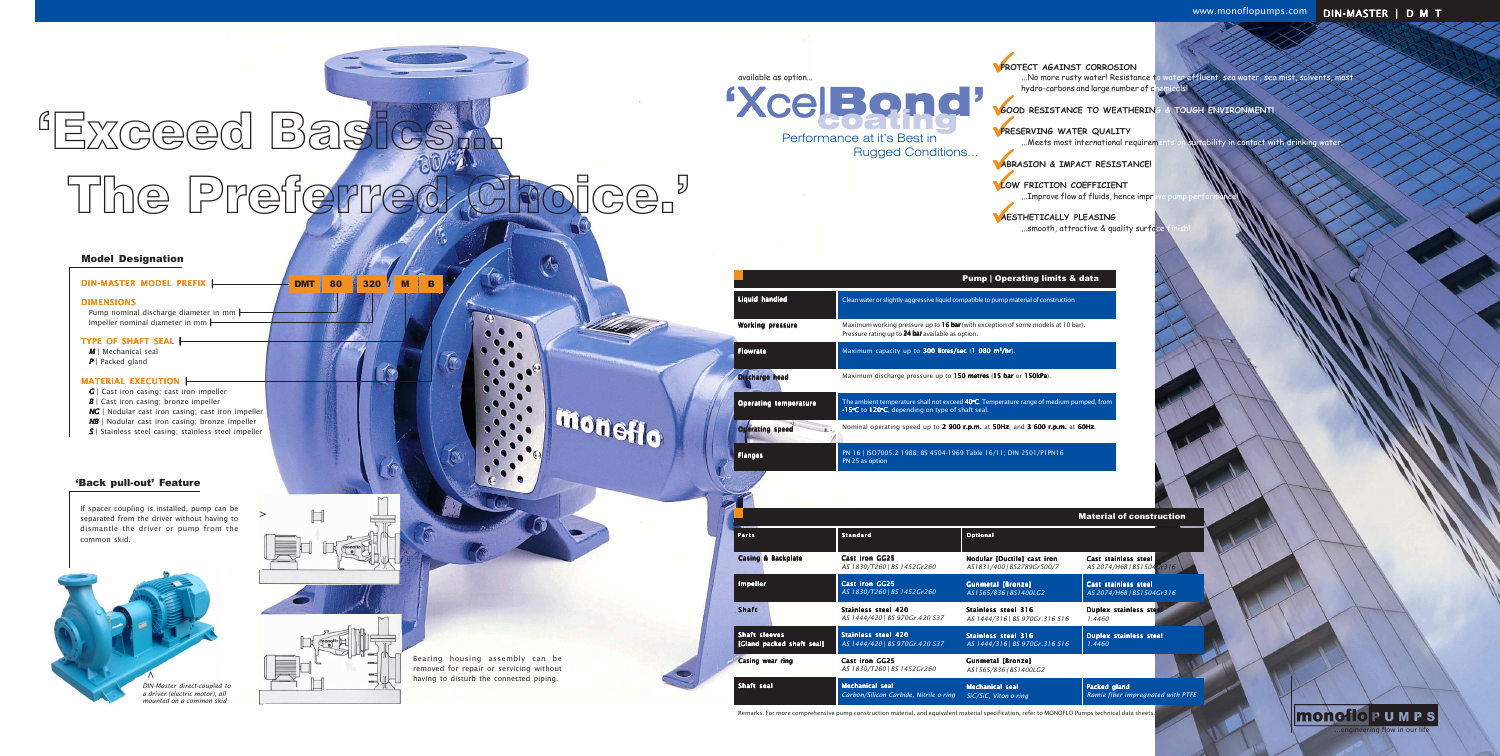# 'Exceed Basics... The Preferred Choice.'

## Model Designation

DMT | 80 | 320 | M | B

**DIN-MASTER MODEL PREFIX**

**DIMENSIONS**
- Pump nominal discharge diameter in mm
- Impeller nominal diameter in mm

**TYPE OF SHAFT SEAL**
- *M* | Mechanical seal
- *P* | Packed gland

**MATERIAL EXECUTION**
- *G* | Cast iron casing; cast iron impeller
- *B* | Cast iron casing; bronze impeller
- *NG* | Nodular cast iron casing; cast iron impeller
- *NB* | Nodular cast iron casing; bronze impeller
- *S* | Stainless steel casing; stainless steel impeller

## 'Back pull-out' Feature

If spacer coupling is installed, pump can be separated from the driver without having to dismantle the driver or pump from the common skid.

Bearing housing assembly can be removed for repair or servicing without having to disturb the connected piping.

*DIN-Master direct-coupled to a driver (electric motor), all mounted on a common skid*

available as option...

## 'XcelBond' coating

Performance at it's Best in Rugged Conditions...

- **PROTECT AGAINST CORROSION**
  ...No more rusty water! Resistance to water effluent, sea water, sea mist, solvents, most hydro-carbons and large number of chemicals!
- **GOOD RESISTANCE TO WEATHERING & TOUGH ENVIRONMENT!**
- **PRESERVING WATER QUALITY**
  ...Meets most international requirements on suitability in contact with drinking water
- **ABRASION & IMPACT RESISTANCE!**
- **LOW FRICTION COEFFICIENT**
  ...Improve flow of fluids, hence improve pump performance!
- **AESTHETICALLY PLEASING**
  ...smooth, attractive & quality surface finish!

## Pump | Operating limits & data

| | |
|---|---|
| **Liquid handled** | Clean water or slightly-aggressive liquid compatible to pump material of construction |
| **Working pressure** | Maximum working pressure up to **16 bar** (with exception of some models at 10 bar). Pressure rating up to **24 bar** available as option. |
| **Flowrate** | Maximum capacity up to **300 litres/sec** (**1 080 m³/hr**). |
| **Discharge head** | Maximum discharge pressure up to **150 metres** (**15 bar** or **150kPa**). |
| **Operating temperature** | The ambient temperature shall not exceed **40ºC**. Temperature range of medium pumped, from **-15ºC** to **120ºC**, depending on type of shaft seal. |
| **Operating speed** | Nominal operating speed up to **2 900 r.p.m.** at **50Hz**, and **3 600 r.p.m.** at **60Hz**. |
| **Flanges** | PN 16 \| ISO7005.2 1988; BS 4504-1969 Table 16/11; DIN 2501/P1PN16<br>PN 25 as option |

## Material of construction

| Parts | Standard | Optional | |
|---|---|---|---|
| **Casing & Backplate** | **Cast iron GG25**<br>*AS 1830/T260 \| BS 1452Gr260* | **Nodular [Ductile] cast iron**<br>*AS1831/400 \| BS2789Gr500/7* | **Cast stainless steel**<br>*AS 2074/H6B \| BS1504Gr316* |
| **Impeller** | **Cast iron GG25**<br>*AS 1830/T260 \| BS 1452Gr260* | **Gunmetal [Bronze]**<br>*AS1565/836 \| BS1400LG2* | **Cast stainless steel**<br>*AS 2074/H6B \| BS1504Gr316* |
| **Shaft** | **Stainless steel 420**<br>*AS 1444/420 \| BS 970Gr.420 S37* | **Stainless steel 316**<br>*AS 1444/316 \| BS 970Gr.316 S16* | **Duplex stainless steel**<br>*1.4460* |
| **Shaft sleeves [Gland packed shaft seal]** | **Stainless steel 420**<br>*AS 1444/420 \| BS 970Gr.420 S37* | **Stainless steel 316**<br>*AS 1444/316 \| BS 970Gr.316 S16* | **Duplex stainless steel**<br>*1.4460* |
| **Casing wear ring** | **Cast iron GG25**<br>*AS 1830/T260 \| BS 1452Gr260* | **Gunmetal [Bronze]**<br>*AS1565/836 \| BS1400LG2* | |
| **Shaft seal** | **Mechanical seal**<br>*Carbon/Silicon Carbide, Nitrile o-ring* | **Mechanical seal**<br>*SiC/SiC, Viton o-ring* | **Packed gland**<br>*Ramie fiber impregnated with PTFE* |

Remarks: For more comprehensive pump construction material, and equivalent material specification, refer to MONOFLO Pumps technical data sheets.

monoflo PUMPS
...engineering flow in our life